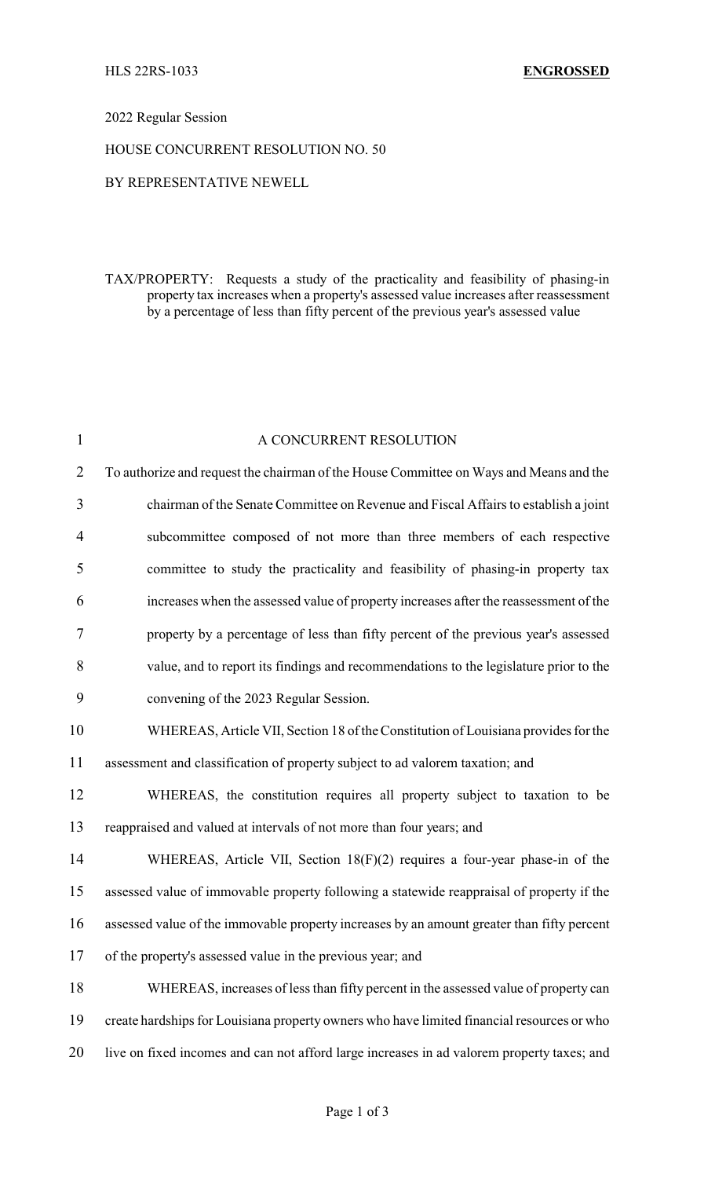HLS 22RS-1033 **ENGROSSED**

2022 Regular Session

HOUSE CONCURRENT RESOLUTION NO. 50

BY REPRESENTATIVE NEWELL

TAX/PROPERTY: Requests a study of the practicality and feasibility of phasing-in property tax increases when a property's assessed value increases after reassessment by a percentage of less than fifty percent of the previous year's assessed value

A CONCURRENT RESOLUTION

To authorize and request the chairman of the House Committee on Ways and Means and the chairman of the Senate Committee on Revenue and Fiscal Affairs to establish a joint subcommittee composed of not more than three members of each respective committee to study the practicality and feasibility of phasing-in property tax increases when the assessed value of property increases after the reassessment of the property by a percentage of less than fifty percent of the previous year's assessed value, and to report its findings and recommendations to the legislature prior to the convening of the 2023 Regular Session.

WHEREAS, Article VII, Section 18 of the Constitution of Louisiana provides for the assessment and classification of property subject to ad valorem taxation; and

WHEREAS, the constitution requires all property subject to taxation to be reappraised and valued at intervals of not more than four years; and

WHEREAS, Article VII, Section 18(F)(2) requires a four-year phase-in of the assessed value of immovable property following a statewide reappraisal of property if the assessed value of the immovable property increases by an amount greater than fifty percent of the property's assessed value in the previous year; and

WHEREAS, increases of less than fifty percent in the assessed value of property can create hardships for Louisiana property owners who have limited financial resources or who live on fixed incomes and can not afford large increases in ad valorem property taxes; and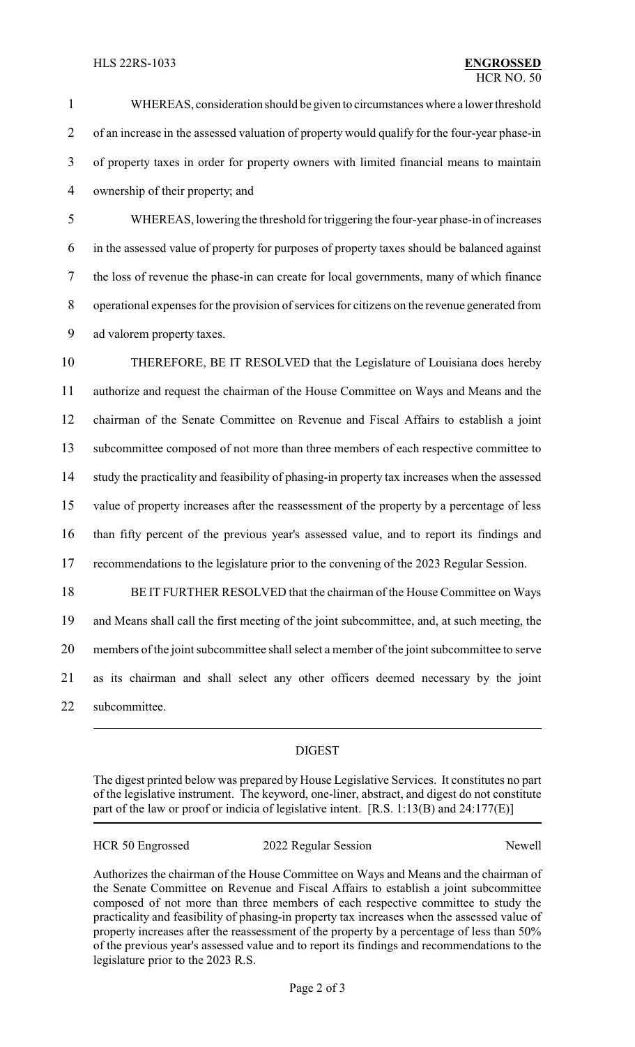WHEREAS, consideration should be given to circumstances where a lower threshold of an increase in the assessed valuation of property would qualify for the four-year phase-in of property taxes in order for property owners with limited financial means to maintain ownership of their property; and

WHEREAS, lowering the threshold for triggering the four-year phase-in of increases in the assessed value of property for purposes of property taxes should be balanced against the loss of revenue the phase-in can create for local governments, many of which finance operational expenses for the provision of services for citizens on the revenue generated from ad valorem property taxes.

THEREFORE, BE IT RESOLVED that the Legislature of Louisiana does hereby authorize and request the chairman of the House Committee on Ways and Means and the chairman of the Senate Committee on Revenue and Fiscal Affairs to establish a joint subcommittee composed of not more than three members of each respective committee to study the practicality and feasibility of phasing-in property tax increases when the assessed value of property increases after the reassessment of the property by a percentage of less than fifty percent of the previous year's assessed value, and to report its findings and recommendations to the legislature prior to the convening of the 2023 Regular Session.

BE IT FURTHER RESOLVED that the chairman of the House Committee on Ways and Means shall call the first meeting of the joint subcommittee, and, at such meeting, the members of the joint subcommittee shall select a member of the joint subcommittee to serve as its chairman and shall select any other officers deemed necessary by the joint subcommittee.

---

## DIGEST

The digest printed below was prepared by House Legislative Services. It constitutes no part of the legislative instrument. The keyword, one-liner, abstract, and digest do not constitute part of the law or proof or indicia of legislative intent. [R.S. 1:13(B) and 24:177(E)]

---

HCR 50 Engrossed 2022 Regular Session Newell

Authorizes the chairman of the House Committee on Ways and Means and the chairman of the Senate Committee on Revenue and Fiscal Affairs to establish a joint subcommittee composed of not more than three members of each respective committee to study the practicality and feasibility of phasing-in property tax increases when the assessed value of property increases after the reassessment of the property by a percentage of less than 50% of the previous year's assessed value and to report its findings and recommendations to the legislature prior to the 2023 R.S.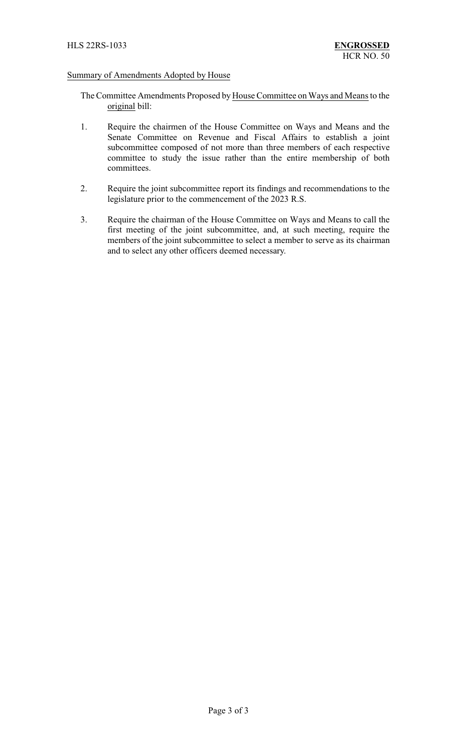Summary of Amendments Adopted by House

The Committee Amendments Proposed by House Committee on Ways and Means to the original bill:

1. Require the chairmen of the House Committee on Ways and Means and the Senate Committee on Revenue and Fiscal Affairs to establish a joint subcommittee composed of not more than three members of each respective committee to study the issue rather than the entire membership of both committees.

2. Require the joint subcommittee report its findings and recommendations to the legislature prior to the commencement of the 2023 R.S.

3. Require the chairman of the House Committee on Ways and Means to call the first meeting of the joint subcommittee, and, at such meeting, require the members of the joint subcommittee to select a member to serve as its chairman and to select any other officers deemed necessary.